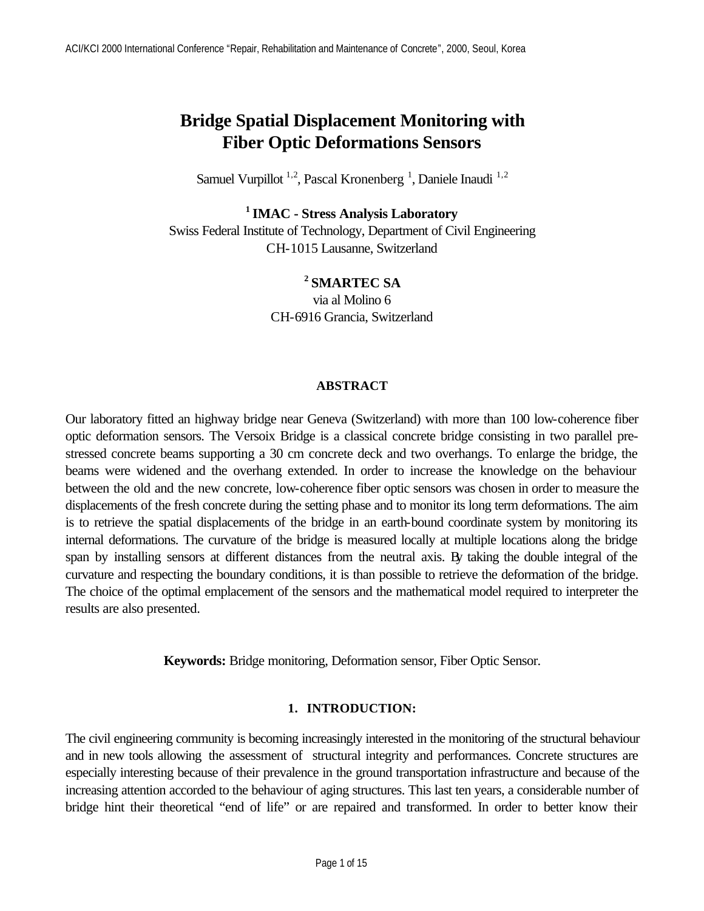# Bridge Spatial Displacement Monitoring with Fiber Optic Deformations Sensors

Samuel Vurpillot [1,2], Pascal Kronenberg [1], Daniele Inaudi [1,2]

[1] **IMAC - Stress Analysis Laboratory**
Swiss Federal Institute of Technology, Department of Civil Engineering
CH-1015 Lausanne, Switzerland

[2] **SMARTEC SA**
via al Molino 6
CH-6916 Grancia, Switzerland

## ABSTRACT

Our laboratory fitted an highway bridge near Geneva (Switzerland) with more than 100 low-coherence fiber optic deformation sensors. The Versoix Bridge is a classical concrete bridge consisting in two parallel pre-stressed concrete beams supporting a 30 cm concrete deck and two overhangs. To enlarge the bridge, the beams were widened and the overhang extended. In order to increase the knowledge on the behaviour between the old and the new concrete, low-coherence fiber optic sensors was chosen in order to measure the displacements of the fresh concrete during the setting phase and to monitor its long term deformations. The aim is to retrieve the spatial displacements of the bridge in an earth-bound coordinate system by monitoring its internal deformations. The curvature of the bridge is measured locally at multiple locations along the bridge span by installing sensors at different distances from the neutral axis. By taking the double integral of the curvature and respecting the boundary conditions, it is than possible to retrieve the deformation of the bridge. The choice of the optimal emplacement of the sensors and the mathematical model required to interpreter the results are also presented.

**Keywords:** Bridge monitoring, Deformation sensor, Fiber Optic Sensor.

## 1. INTRODUCTION:

The civil engineering community is becoming increasingly interested in the monitoring of the structural behaviour and in new tools allowing the assessment of structural integrity and performances. Concrete structures are especially interesting because of their prevalence in the ground transportation infrastructure and because of the increasing attention accorded to the behaviour of aging structures. This last ten years, a considerable number of bridge hint their theoretical "end of life" or are repaired and transformed. In order to better know their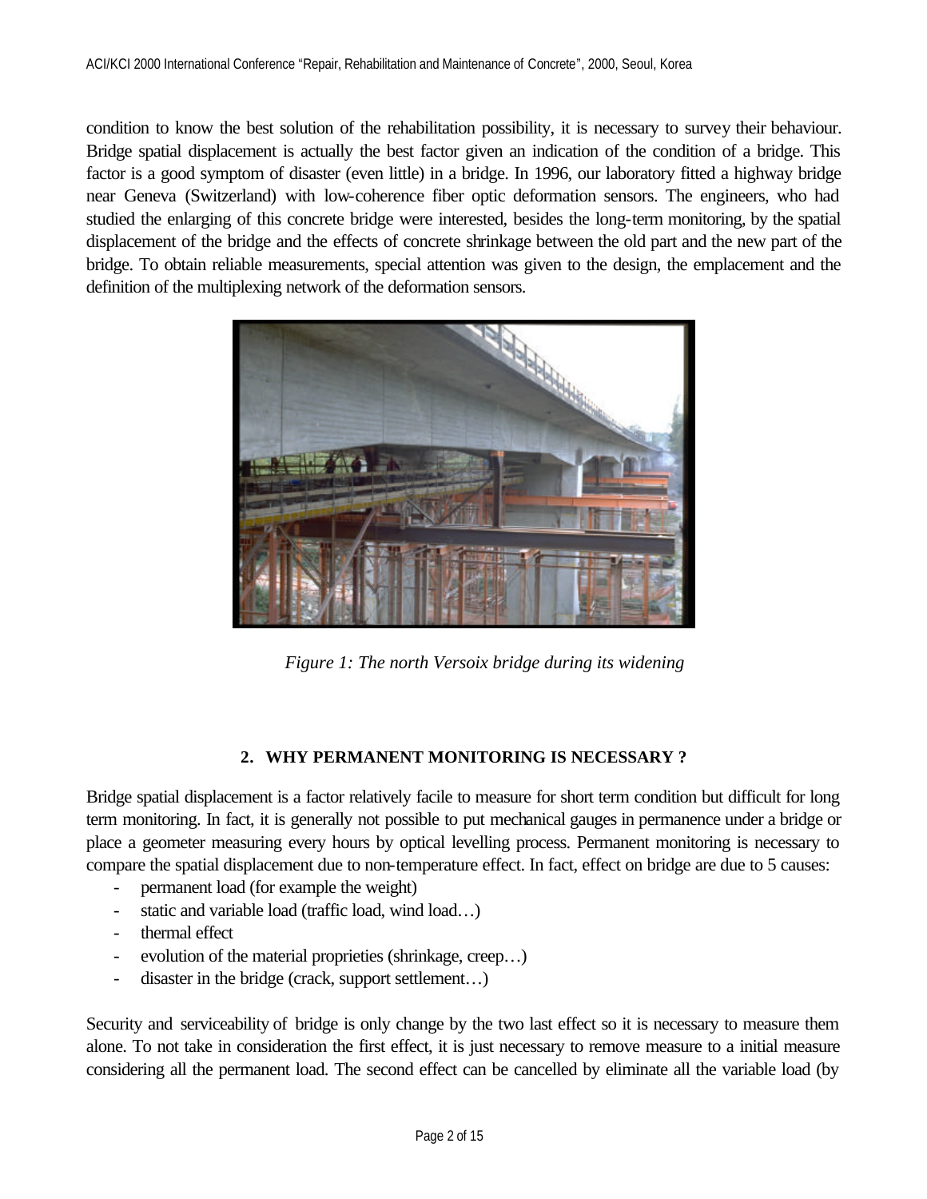condition to know the best solution of the rehabilitation possibility, it is necessary to survey their behaviour. Bridge spatial displacement is actually the best factor given an indication of the condition of a bridge. This factor is a good symptom of disaster (even little) in a bridge. In 1996, our laboratory fitted a highway bridge near Geneva (Switzerland) with low-coherence fiber optic deformation sensors. The engineers, who had studied the enlarging of this concrete bridge were interested, besides the long-term monitoring, by the spatial displacement of the bridge and the effects of concrete shrinkage between the old part and the new part of the bridge. To obtain reliable measurements, special attention was given to the design, the emplacement and the definition of the multiplexing network of the deformation sensors.

*Figure 1: The north Versoix bridge during its widening*

## 2. WHY PERMANENT MONITORING IS NECESSARY ?

Bridge spatial displacement is a factor relatively facile to measure for short term condition but difficult for long term monitoring. In fact, it is generally not possible to put mechanical gauges in permanence under a bridge or place a geometer measuring every hours by optical levelling process. Permanent monitoring is necessary to compare the spatial displacement due to non-temperature effect. In fact, effect on bridge are due to 5 causes:

- permanent load (for example the weight)
- static and variable load (traffic load, wind load…)
- thermal effect
- evolution of the material proprieties (shrinkage, creep…)
- disaster in the bridge (crack, support settlement…)

Security and serviceability of bridge is only change by the two last effect so it is necessary to measure them alone. To not take in consideration the first effect, it is just necessary to remove measure to a initial measure considering all the permanent load. The second effect can be cancelled by eliminate all the variable load (by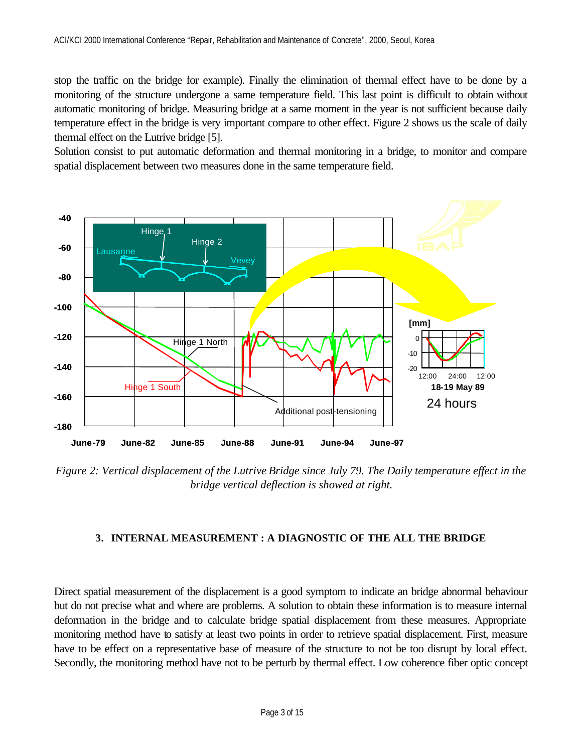stop the traffic on the bridge for example). Finally the elimination of thermal effect have to be done by a monitoring of the structure undergone a same temperature field. This last point is difficult to obtain without automatic monitoring of bridge. Measuring bridge at a same moment in the year is not sufficient because daily temperature effect in the bridge is very important compare to other effect. Figure 2 shows us the scale of daily thermal effect on the Lutrive bridge [5].
Solution consist to put automatic deformation and thermal monitoring in a bridge, to monitor and compare spatial displacement between two measures done in the same temperature field.

*Figure 2: Vertical displacement of the Lutrive Bridge since July 79. The Daily temperature effect in the bridge vertical deflection is showed at right.*

### 3. INTERNAL MEASUREMENT : A DIAGNOSTIC OF THE ALL THE BRIDGE

Direct spatial measurement of the displacement is a good symptom to indicate an bridge abnormal behaviour but do not precise what and where are problems. A solution to obtain these information is to measure internal deformation in the bridge and to calculate bridge spatial displacement from these measures. Appropriate monitoring method have to satisfy at least two points in order to retrieve spatial displacement. First, measure have to be effect on a representative base of measure of the structure to not be too disrupt by local effect. Secondly, the monitoring method have not to be perturb by thermal effect. Low coherence fiber optic concept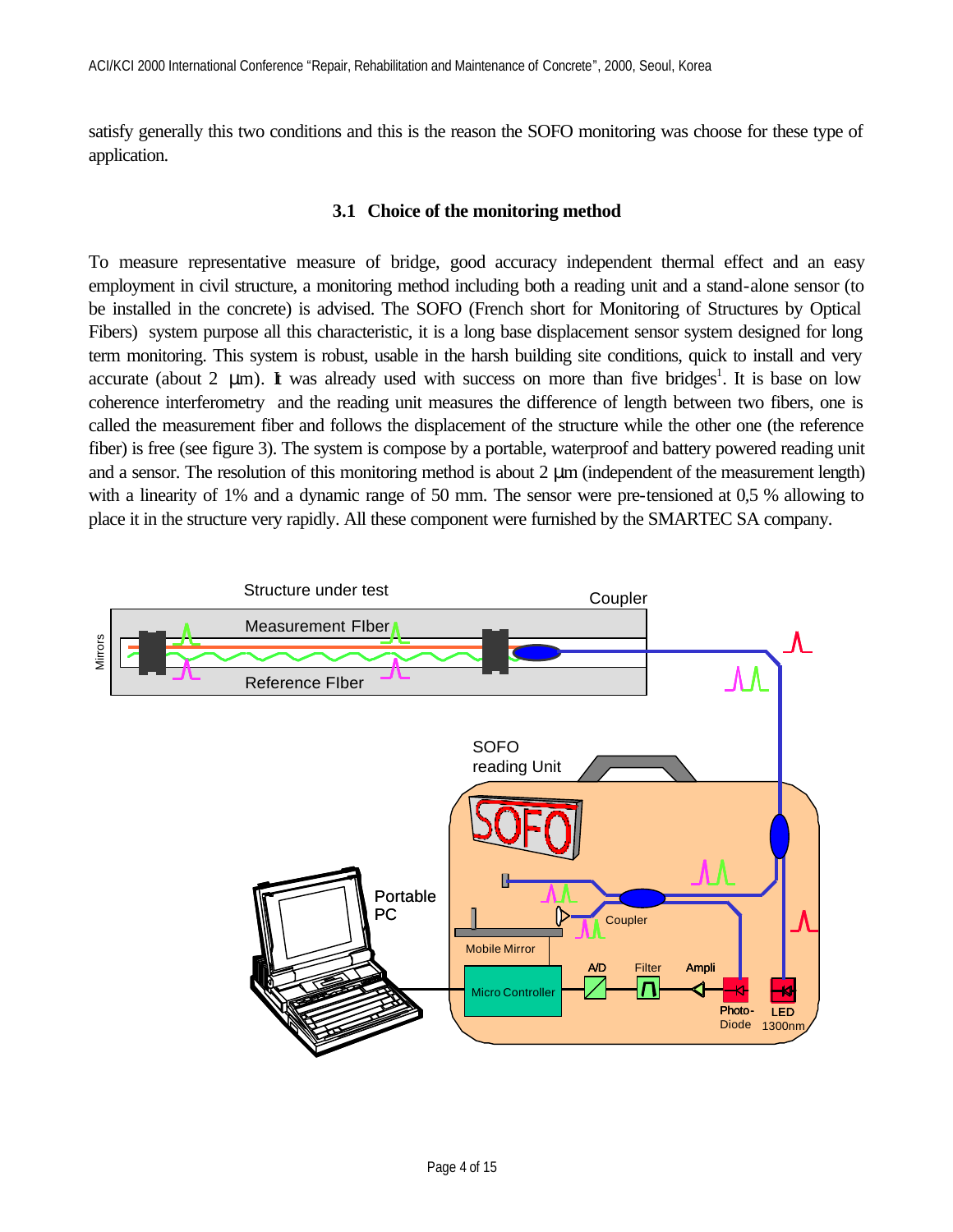satisfy generally this two conditions and this is the reason the SOFO monitoring was choose for these type of application.

### 3.1 Choice of the monitoring method

To measure representative measure of bridge, good accuracy independent thermal effect and an easy employment in civil structure, a monitoring method including both a reading unit and a stand-alone sensor (to be installed in the concrete) is advised. The SOFO (French short for Monitoring of Structures by Optical Fibers) system purpose all this characteristic, it is a long base displacement sensor system designed for long term monitoring. This system is robust, usable in the harsh building site conditions, quick to install and very accurate (about 2 µm). It was already used with success on more than five bridges[1]. It is base on low coherence interferometry and the reading unit measures the difference of length between two fibers, one is called the measurement fiber and follows the displacement of the structure while the other one (the reference fiber) is free (see figure 3). The system is compose by a portable, waterproof and battery powered reading unit and a sensor. The resolution of this monitoring method is about 2 µm (independent of the measurement length) with a linearity of 1% and a dynamic range of 50 mm. The sensor were pre-tensioned at 0,5 % allowing to place it in the structure very rapidly. All these component were furnished by the SMARTEC SA company.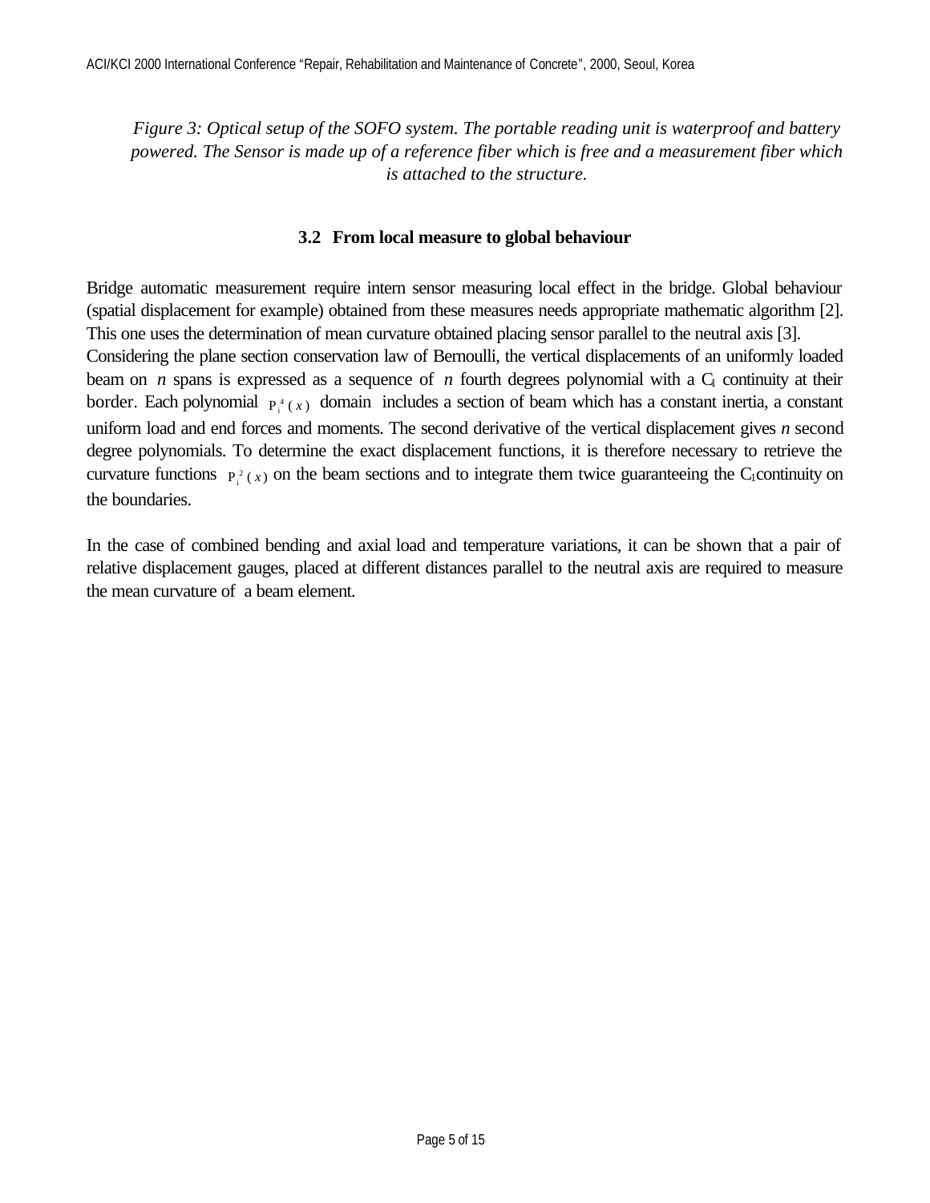*Figure 3: Optical setup of the SOFO system. The portable reading unit is waterproof and battery powered. The Sensor is made up of a reference fiber which is free and a measurement fiber which is attached to the structure.*

### 3.2 From local measure to global behaviour

Bridge automatic measurement require intern sensor measuring local effect in the bridge. Global behaviour (spatial displacement for example) obtained from these measures needs appropriate mathematic algorithm [2]. This one uses the determination of mean curvature obtained placing sensor parallel to the neutral axis [3].
Considering the plane section conservation law of Bernoulli, the vertical displacements of an uniformly loaded beam on $n$ spans is expressed as a sequence of $n$ fourth degrees polynomial with a $C_1$ continuity at their border. Each polynomial $P_i^4(x)$ domain includes a section of beam which has a constant inertia, a constant uniform load and end forces and moments. The second derivative of the vertical displacement gives $n$ second degree polynomials. To determine the exact displacement functions, it is therefore necessary to retrieve the curvature functions $P_i^2(x)$ on the beam sections and to integrate them twice guaranteeing the $C_1$ continuity on the boundaries.

In the case of combined bending and axial load and temperature variations, it can be shown that a pair of relative displacement gauges, placed at different distances parallel to the neutral axis are required to measure the mean curvature of a beam element.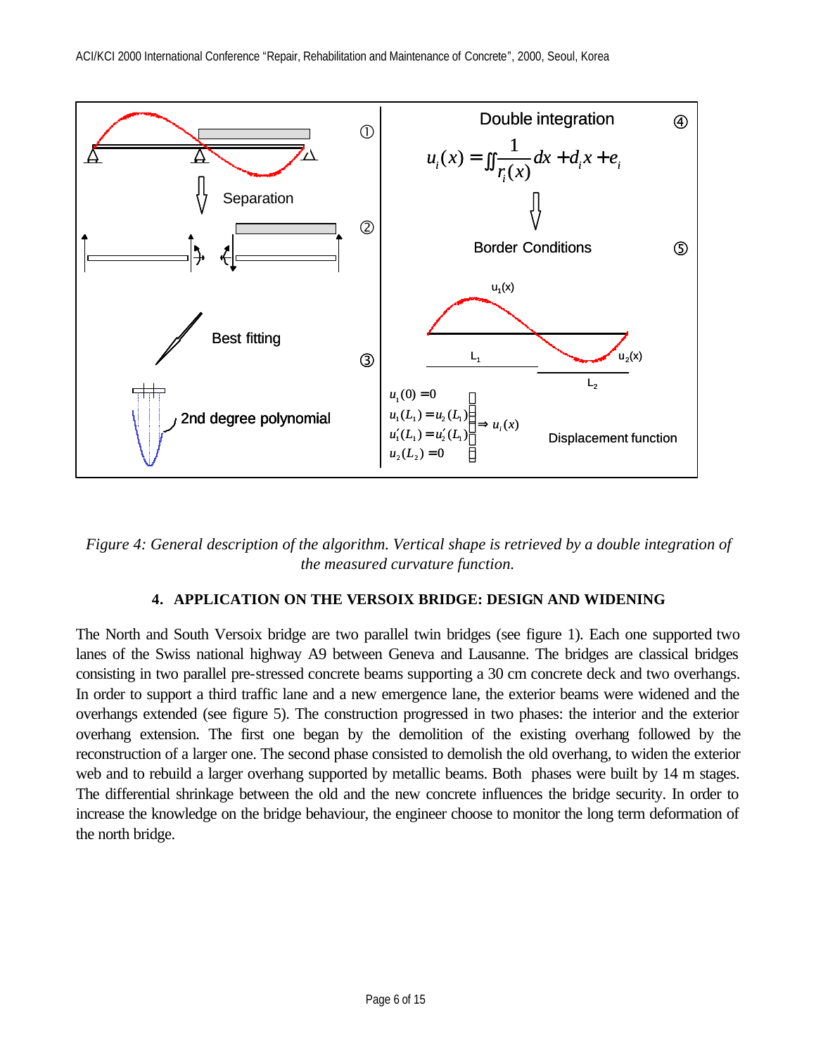*Figure 4: General description of the algorithm. Vertical shape is retrieved by a double integration of the measured curvature function.*

## 4. APPLICATION ON THE VERSOIX BRIDGE: DESIGN AND WIDENING

The North and South Versoix bridge are two parallel twin bridges (see figure 1). Each one supported two lanes of the Swiss national highway A9 between Geneva and Lausanne. The bridges are classical bridges consisting in two parallel pre-stressed concrete beams supporting a 30 cm concrete deck and two overhangs. In order to support a third traffic lane and a new emergence lane, the exterior beams were widened and the overhangs extended (see figure 5). The construction progressed in two phases: the interior and the exterior overhang extension. The first one began by the demolition of the existing overhang followed by the reconstruction of a larger one. The second phase consisted to demolish the old overhang, to widen the exterior web and to rebuild a larger overhang supported by metallic beams. Both phases were built by 14 m stages. The differential shrinkage between the old and the new concrete influences the bridge security. In order to increase the knowledge on the bridge behaviour, the engineer choose to monitor the long term deformation of the north bridge.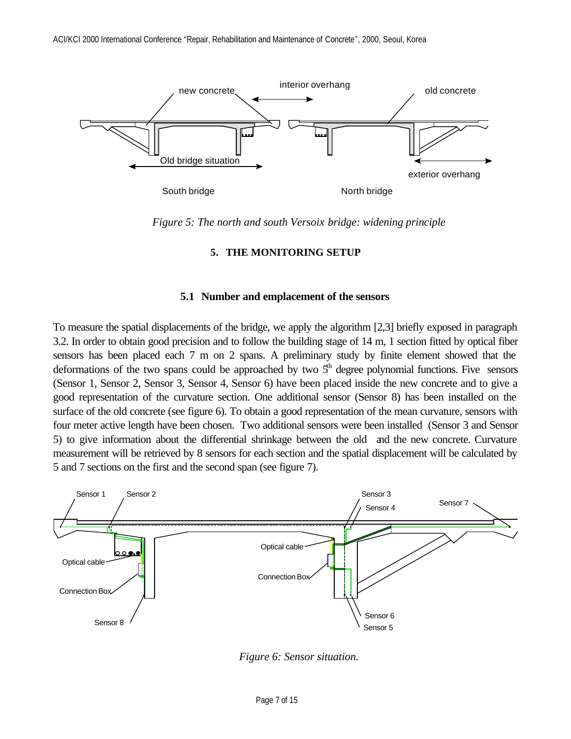*Figure 5: The north and south Versoix bridge: widening principle*

## 5. THE MONITORING SETUP

### 5.1 Number and emplacement of the sensors

To measure the spatial displacements of the bridge, we apply the algorithm [2,3] briefly exposed in paragraph 3.2. In order to obtain good precision and to follow the building stage of 14 m, 1 section fitted by optical fiber sensors has been placed each 7 m on 2 spans. A preliminary study by finite element showed that the deformations of the two spans could be approached by two $5^{th}$ degree polynomial functions. Five sensors (Sensor 1, Sensor 2, Sensor 3, Sensor 4, Sensor 6) have been placed inside the new concrete and to give a good representation of the curvature section. One additional sensor (Sensor 8) has been installed on the surface of the old concrete (see figure 6). To obtain a good representation of the mean curvature, sensors with four meter active length have been chosen. Two additional sensors were been installed (Sensor 3 and Sensor 5) to give information about the differential shrinkage between the old and the new concrete. Curvature measurement will be retrieved by 8 sensors for each section and the spatial displacement will be calculated by 5 and 7 sections on the first and the second span (see figure 7).

*Figure 6: Sensor situation.*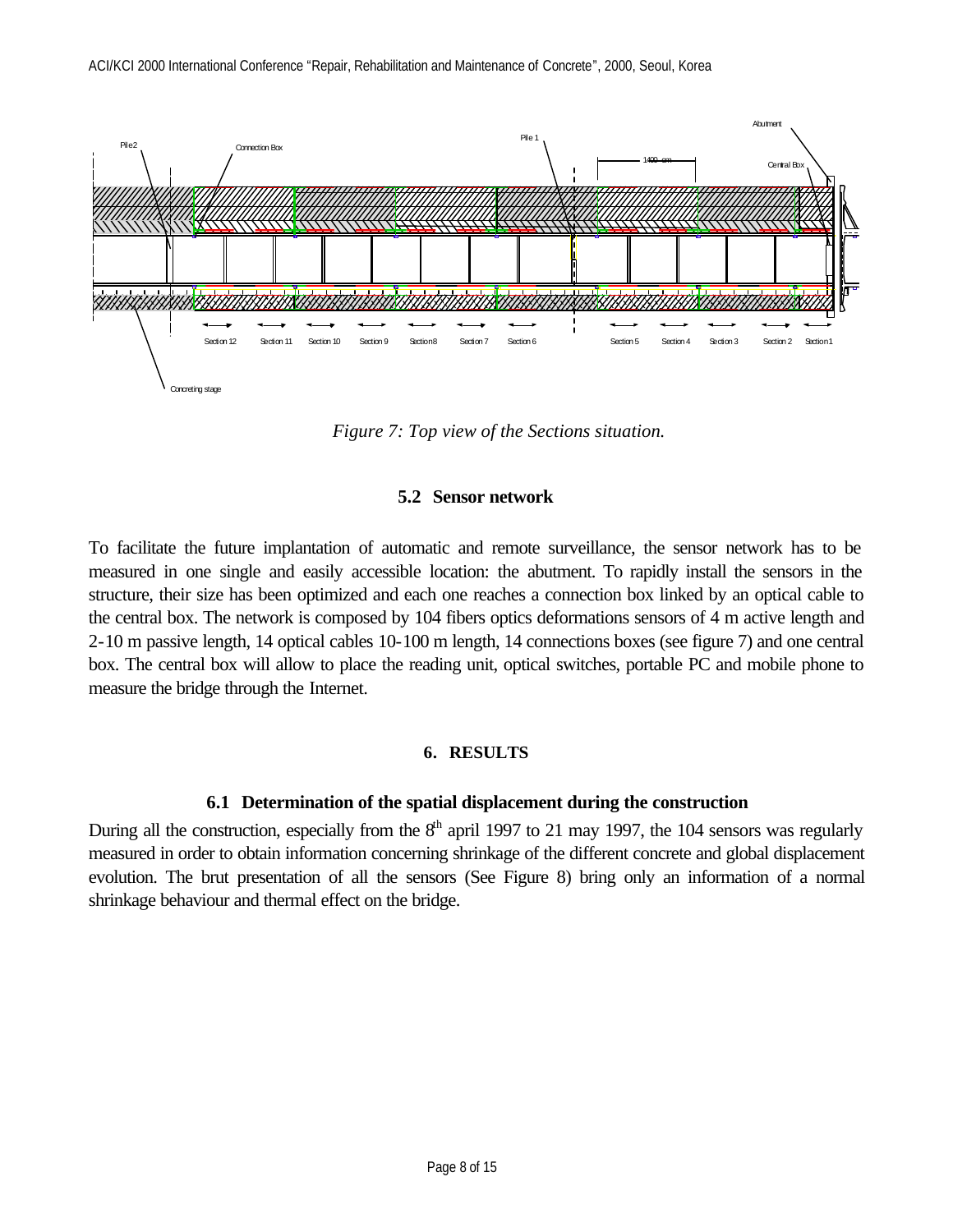*Figure 7: Top view of the Sections situation.*

### 5.2 Sensor network

To facilitate the future implantation of automatic and remote surveillance, the sensor network has to be measured in one single and easily accessible location: the abutment. To rapidly install the sensors in the structure, their size has been optimized and each one reaches a connection box linked by an optical cable to the central box. The network is composed by 104 fibers optics deformations sensors of 4 m active length and 2-10 m passive length, 14 optical cables 10-100 m length, 14 connections boxes (see figure 7) and one central box. The central box will allow to place the reading unit, optical switches, portable PC and mobile phone to measure the bridge through the Internet.

## 6. RESULTS

### 6.1 Determination of the spatial displacement during the construction

During all the construction, especially from the 8th april 1997 to 21 may 1997, the 104 sensors was regularly measured in order to obtain information concerning shrinkage of the different concrete and global displacement evolution. The brut presentation of all the sensors (See Figure 8) bring only an information of a normal shrinkage behaviour and thermal effect on the bridge.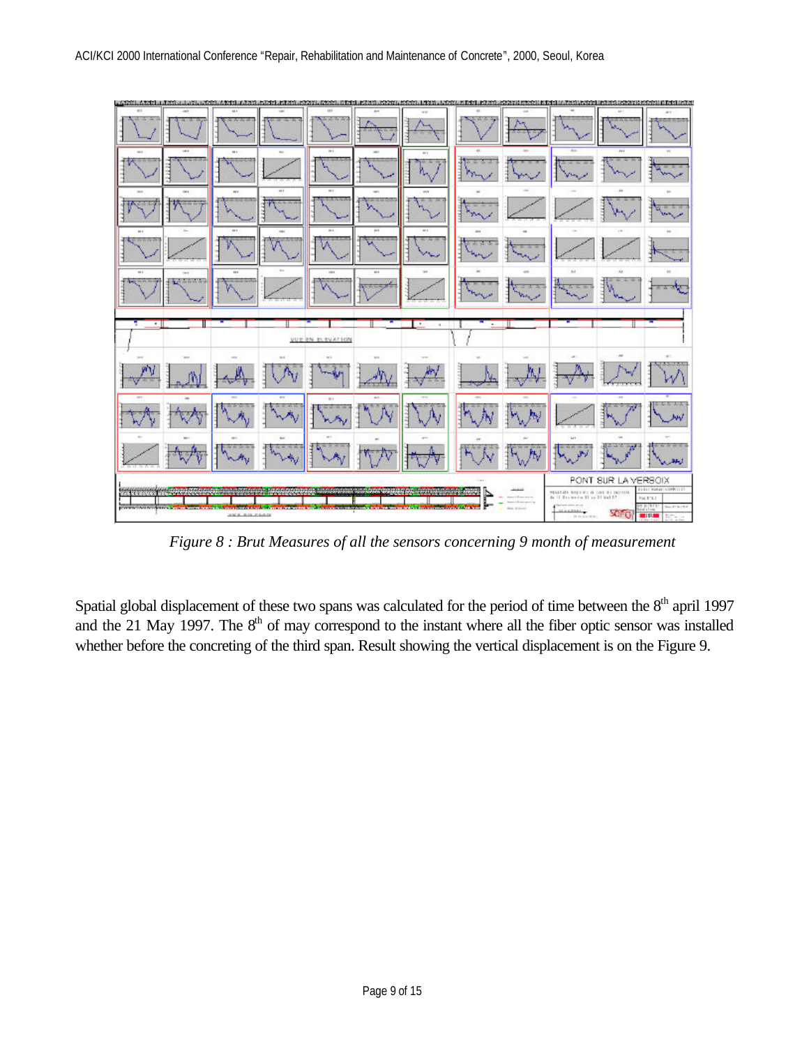*Figure 8 : Brut Measures of all the sensors concerning 9 month of measurement*

Spatial global displacement of these two spans was calculated for the period of time between the 8th april 1997 and the 21 May 1997. The 8th of may correspond to the instant where all the fiber optic sensor was installed whether before the concreting of the third span. Result showing the vertical displacement is on the Figure 9.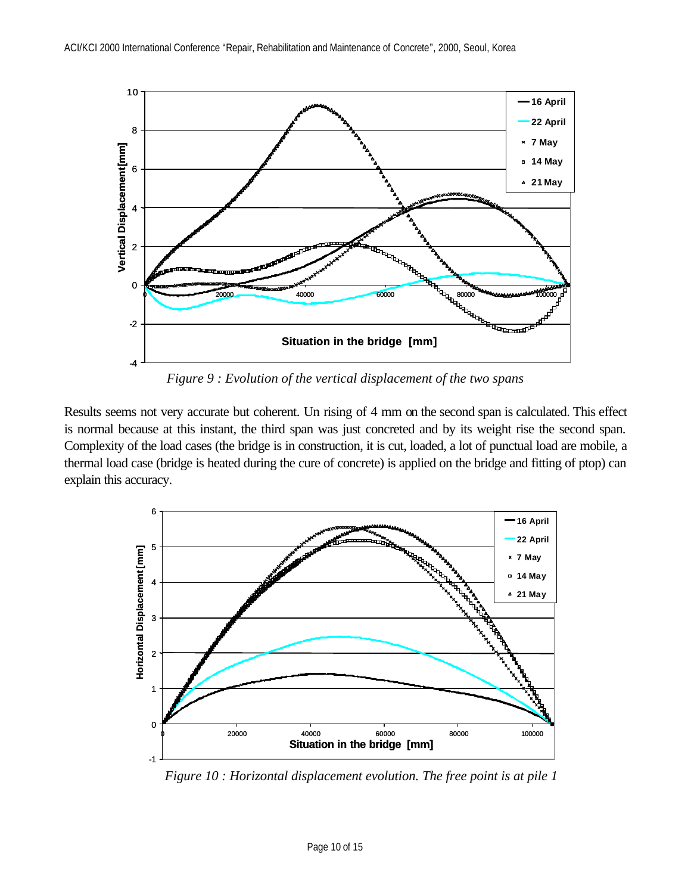*Figure 9 : Evolution of the vertical displacement of the two spans*

Results seems not very accurate but coherent. Un rising of 4 mm on the second span is calculated. This effect is normal because at this instant, the third span was just concreted and by its weight rise the second span. Complexity of the load cases (the bridge is in construction, it is cut, loaded, a lot of punctual load are mobile, a thermal load case (bridge is heated during the cure of concrete) is applied on the bridge and fitting of ptop) can explain this accuracy.

*Figure 10 : Horizontal displacement evolution. The free point is at pile 1*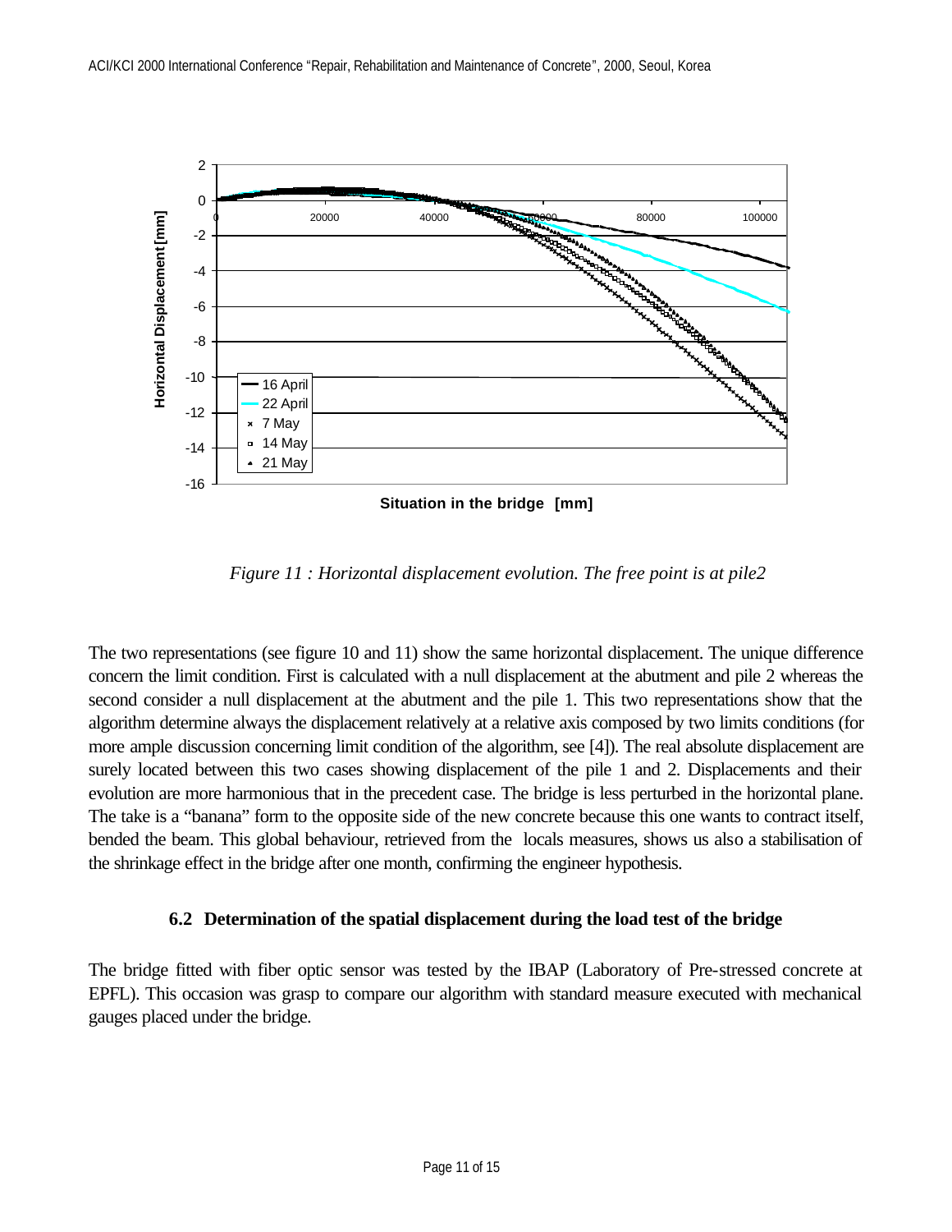*Figure 11 : Horizontal displacement evolution. The free point is at pile2*

The two representations (see figure 10 and 11) show the same horizontal displacement. The unique difference concern the limit condition. First is calculated with a null displacement at the abutment and pile 2 whereas the second consider a null displacement at the abutment and the pile 1. This two representations show that the algorithm determine always the displacement relatively at a relative axis composed by two limits conditions (for more ample discussion concerning limit condition of the algorithm, see [4]). The real absolute displacement are surely located between this two cases showing displacement of the pile 1 and 2. Displacements and their evolution are more harmonious that in the precedent case. The bridge is less perturbed in the horizontal plane. The take is a "banana" form to the opposite side of the new concrete because this one wants to contract itself, bended the beam. This global behaviour, retrieved from the locals measures, shows us also a stabilisation of the shrinkage effect in the bridge after one month, confirming the engineer hypothesis.

### 6.2 Determination of the spatial displacement during the load test of the bridge

The bridge fitted with fiber optic sensor was tested by the IBAP (Laboratory of Pre-stressed concrete at EPFL). This occasion was grasp to compare our algorithm with standard measure executed with mechanical gauges placed under the bridge.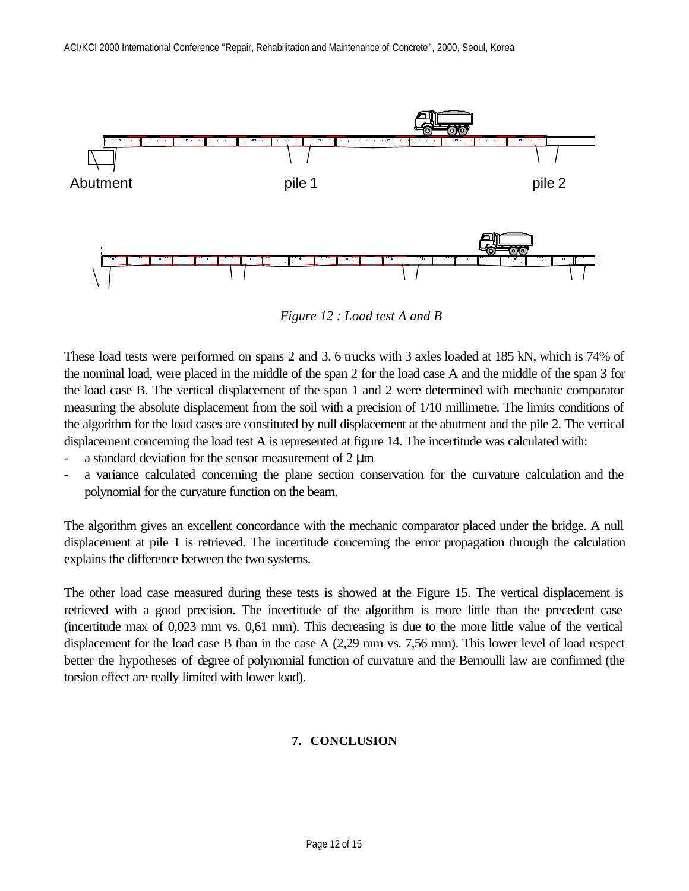Abutment pile 1 pile 2

*Figure 12 : Load test A and B*

These load tests were performed on spans 2 and 3. 6 trucks with 3 axles loaded at 185 kN, which is 74% of the nominal load, were placed in the middle of the span 2 for the load case A and the middle of the span 3 for the load case B. The vertical displacement of the span 1 and 2 were determined with mechanic comparator measuring the absolute displacement from the soil with a precision of 1/10 millimetre. The limits conditions of the algorithm for the load cases are constituted by null displacement at the abutment and the pile 2. The vertical displacement concerning the load test A is represented at figure 14. The incertitude was calculated with:

- a standard deviation for the sensor measurement of 2 μm
- a variance calculated concerning the plane section conservation for the curvature calculation and the polynomial for the curvature function on the beam.

The algorithm gives an excellent concordance with the mechanic comparator placed under the bridge. A null displacement at pile 1 is retrieved. The incertitude concerning the error propagation through the calculation explains the difference between the two systems.

The other load case measured during these tests is showed at the Figure 15. The vertical displacement is retrieved with a good precision. The incertitude of the algorithm is more little than the precedent case (incertitude max of 0,023 mm vs. 0,61 mm). This decreasing is due to the more little value of the vertical displacement for the load case B than in the case A (2,29 mm vs. 7,56 mm). This lower level of load respect better the hypotheses of degree of polynomial function of curvature and the Bernoulli law are confirmed (the torsion effect are really limited with lower load).

## 7. CONCLUSION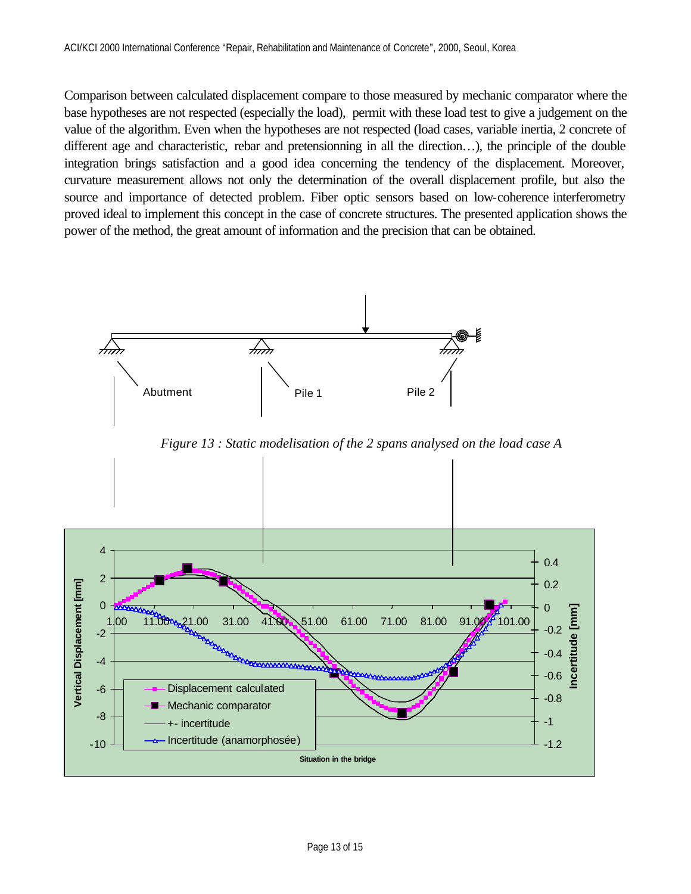Comparison between calculated displacement compare to those measured by mechanic comparator where the base hypotheses are not respected (especially the load), permit with these load test to give a judgement on the value of the algorithm. Even when the hypotheses are not respected (load cases, variable inertia, 2 concrete of different age and characteristic, rebar and pretensionning in all the direction…), the principle of the double integration brings satisfaction and a good idea concerning the tendency of the displacement. Moreover, curvature measurement allows not only the determination of the overall displacement profile, but also the source and importance of detected problem. Fiber optic sensors based on low-coherence interferometry proved ideal to implement this concept in the case of concrete structures. The presented application shows the power of the method, the great amount of information and the precision that can be obtained.

*Figure 13 : Static modelisation of the 2 spans analysed on the load case A*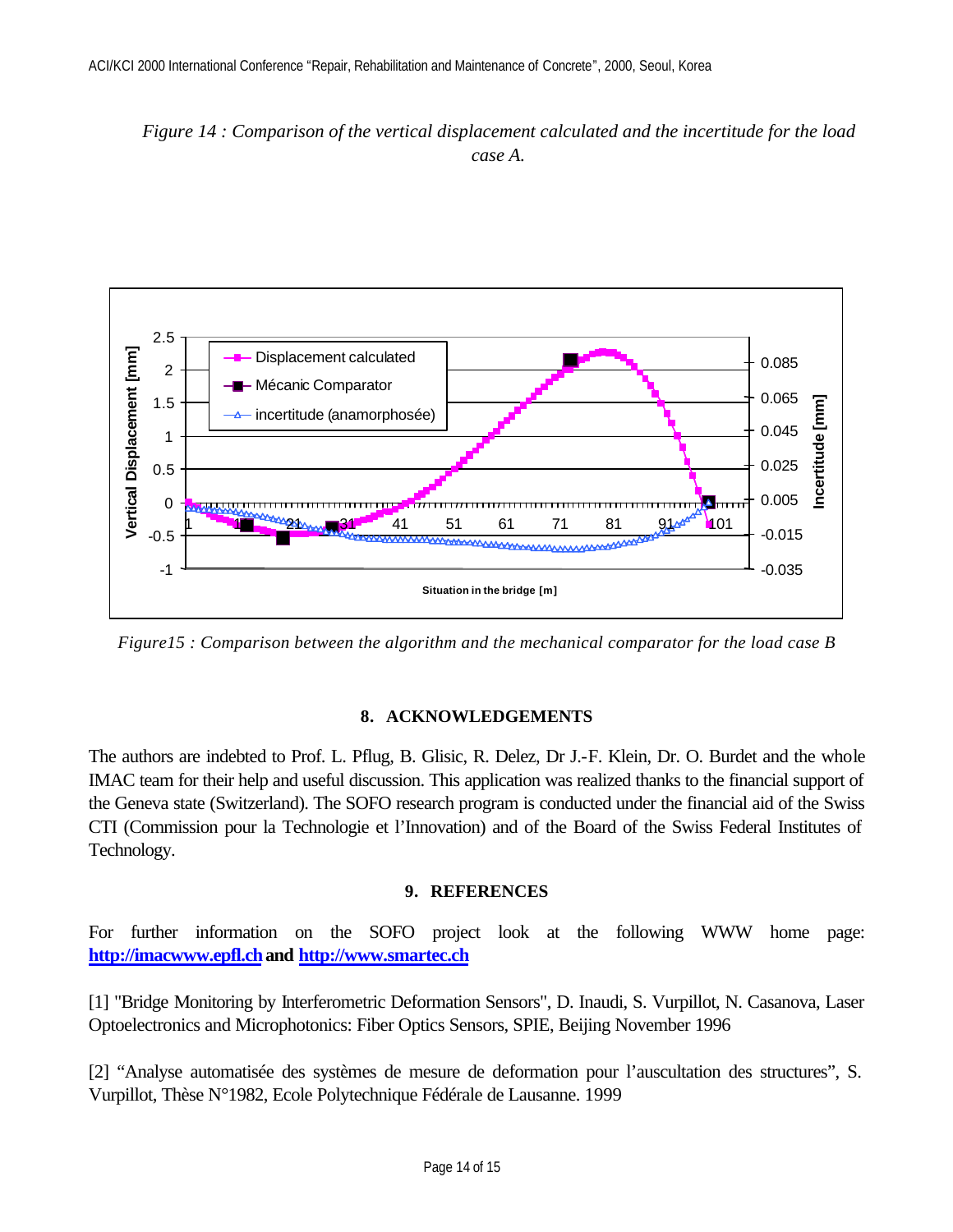*Figure 14 : Comparison of the vertical displacement calculated and the incertitude for the load case A.*

*Figure15 : Comparison between the algorithm and the mechanical comparator for the load case B*

## 8. ACKNOWLEDGEMENTS

The authors are indebted to Prof. L. Pflug, B. Glisic, R. Delez, Dr J.-F. Klein, Dr. O. Burdet and the whole IMAC team for their help and useful discussion. This application was realized thanks to the financial support of the Geneva state (Switzerland). The SOFO research program is conducted under the financial aid of the Swiss CTI (Commission pour la Technologie et l'Innovation) and of the Board of the Swiss Federal Institutes of Technology.

## 9. REFERENCES

For further information on the SOFO project look at the following WWW home page: **http://imacwww.epfl.ch and http://www.smartec.ch**

[1] "Bridge Monitoring by Interferometric Deformation Sensors", D. Inaudi, S. Vurpillot, N. Casanova, Laser Optoelectronics and Microphotonics: Fiber Optics Sensors, SPIE, Beijing November 1996

[2] "Analyse automatisée des systèmes de mesure de deformation pour l'auscultation des structures", S. Vurpillot, Thèse N°1982, Ecole Polytechnique Fédérale de Lausanne. 1999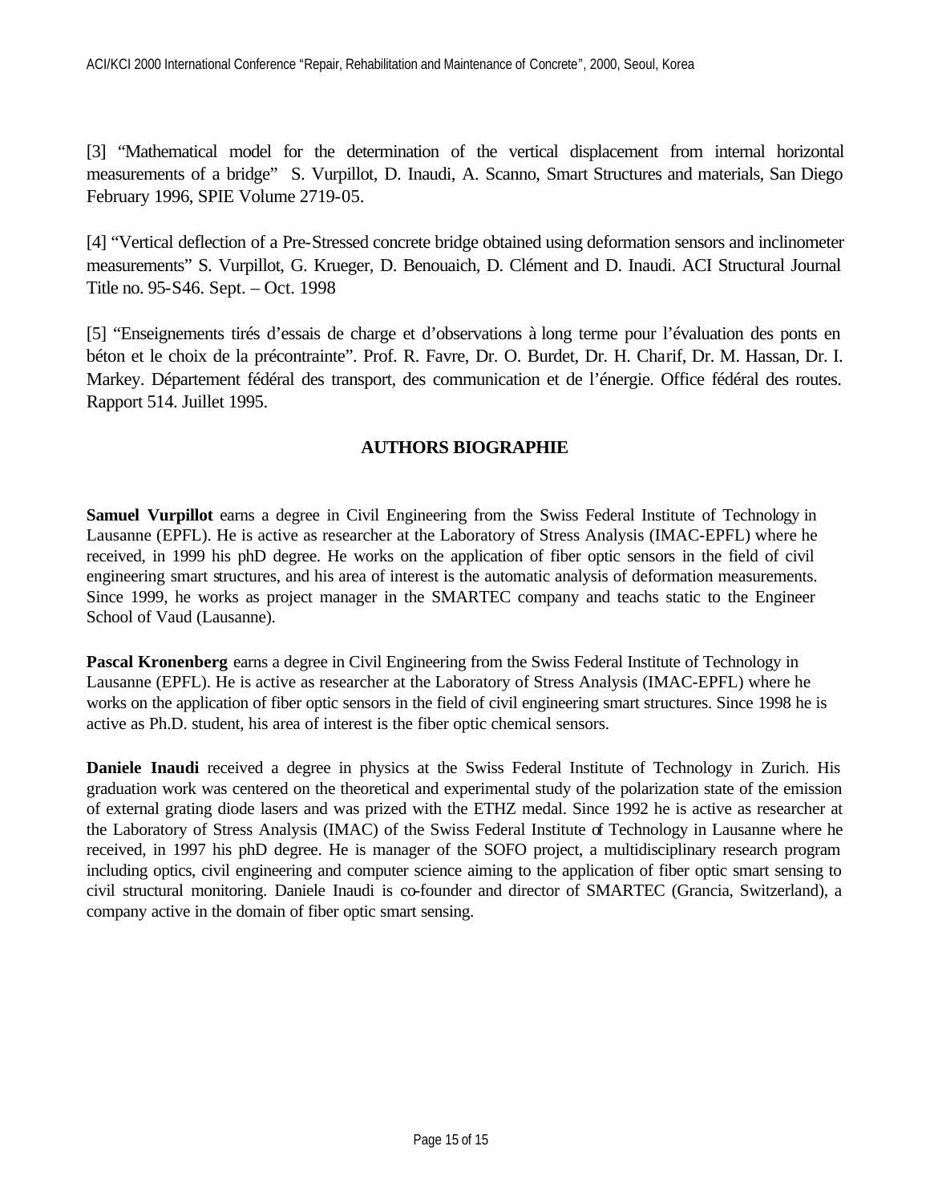[3] "Mathematical model for the determination of the vertical displacement from internal horizontal measurements of a bridge" S. Vurpillot, D. Inaudi, A. Scanno, Smart Structures and materials, San Diego February 1996, SPIE Volume 2719-05.

[4] "Vertical deflection of a Pre-Stressed concrete bridge obtained using deformation sensors and inclinometer measurements" S. Vurpillot, G. Krueger, D. Benouaich, D. Clément and D. Inaudi. ACI Structural Journal Title no. 95-S46. Sept. – Oct. 1998

[5] "Enseignements tirés d'essais de charge et d'observations à long terme pour l'évaluation des ponts en béton et le choix de la précontrainte". Prof. R. Favre, Dr. O. Burdet, Dr. H. Charif, Dr. M. Hassan, Dr. I. Markey. Département fédéral des transport, des communication et de l'énergie. Office fédéral des routes. Rapport 514. Juillet 1995.

## AUTHORS BIOGRAPHIE

**Samuel Vurpillot** earns a degree in Civil Engineering from the Swiss Federal Institute of Technology in Lausanne (EPFL). He is active as researcher at the Laboratory of Stress Analysis (IMAC-EPFL) where he received, in 1999 his phD degree. He works on the application of fiber optic sensors in the field of civil engineering smart structures, and his area of interest is the automatic analysis of deformation measurements. Since 1999, he works as project manager in the SMARTEC company and teachs static to the Engineer School of Vaud (Lausanne).

**Pascal Kronenberg** earns a degree in Civil Engineering from the Swiss Federal Institute of Technology in Lausanne (EPFL). He is active as researcher at the Laboratory of Stress Analysis (IMAC-EPFL) where he works on the application of fiber optic sensors in the field of civil engineering smart structures. Since 1998 he is active as Ph.D. student, his area of interest is the fiber optic chemical sensors.

**Daniele Inaudi** received a degree in physics at the Swiss Federal Institute of Technology in Zurich. His graduation work was centered on the theoretical and experimental study of the polarization state of the emission of external grating diode lasers and was prized with the ETHZ medal. Since 1992 he is active as researcher at the Laboratory of Stress Analysis (IMAC) of the Swiss Federal Institute of Technology in Lausanne where he received, in 1997 his phD degree. He is manager of the SOFO project, a multidisciplinary research program including optics, civil engineering and computer science aiming to the application of fiber optic smart sensing to civil structural monitoring. Daniele Inaudi is co-founder and director of SMARTEC (Grancia, Switzerland), a company active in the domain of fiber optic smart sensing.